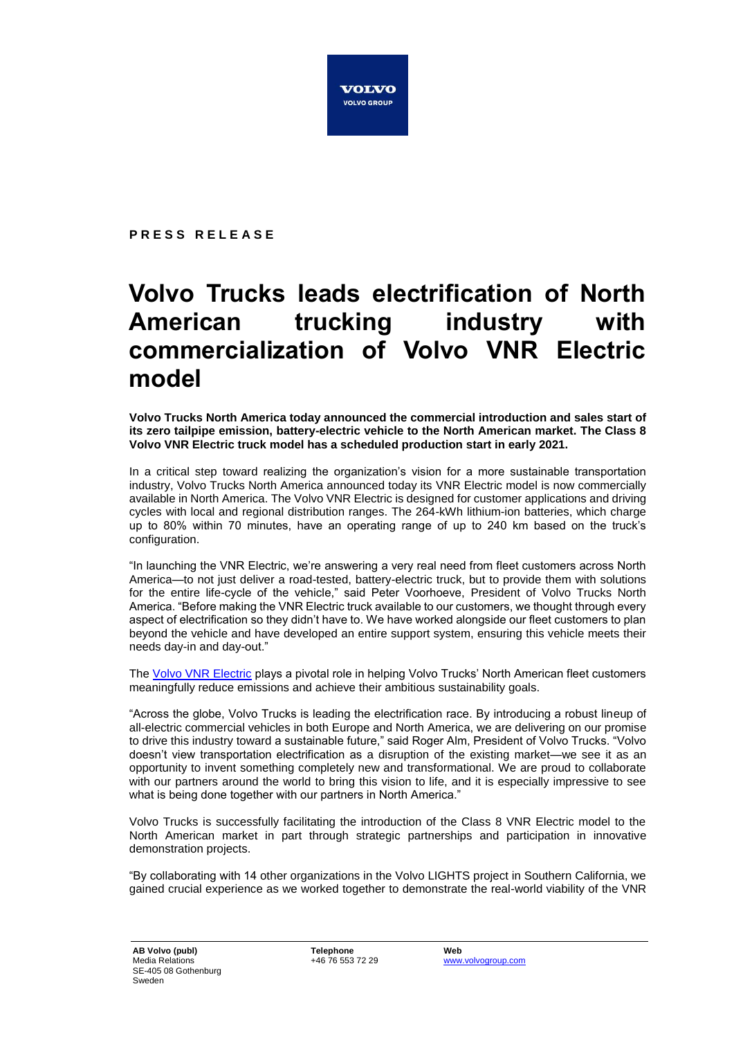PRESS RELEASE

# Volvo Trucks leads electrification of North American trucking industry with commercialization of Volvo VNR Electric model

**Volvo Trucks North America today announced the commercial introduction and sales start of its zero tailpipe emission, battery-electric vehicle to the North American market. The Class 8 Volvo VNR Electric truck model has a scheduled production start in early 2021.**

In a critical step toward realizing the organization's vision for a more sustainable transportation industry, Volvo Trucks North America announced today its VNR Electric model is now commercially available in North America. The Volvo VNR Electric is designed for customer applications and driving cycles with local and regional distribution ranges. The 264-kWh lithium-ion batteries, which charge up to 80% within 70 minutes, have an operating range of up to 240 km based on the truck's configuration.

"In launching the VNR Electric, we're answering a very real need from fleet customers across North America—to not just deliver a road-tested, battery-electric truck, but to provide them with solutions for the entire life-cycle of the vehicle," said Peter Voorhoeve, President of Volvo Trucks North America. "Before making the VNR Electric truck available to our customers, we thought through every aspect of electrification so they didn't have to. We have worked alongside our fleet customers to plan beyond the vehicle and have developed an entire support system, ensuring this vehicle meets their needs day-in and day-out."

The [Volvo VNR Electric](Volvo VNR Electric) plays a pivotal role in helping Volvo Trucks' North American fleet customers meaningfully reduce emissions and achieve their ambitious sustainability goals.

"Across the globe, Volvo Trucks is leading the electrification race. By introducing a robust lineup of all-electric commercial vehicles in both Europe and North America, we are delivering on our promise to drive this industry toward a sustainable future," said Roger Alm, President of Volvo Trucks. "Volvo doesn't view transportation electrification as a disruption of the existing market—we see it as an opportunity to invent something completely new and transformational. We are proud to collaborate with our partners around the world to bring this vision to life, and it is especially impressive to see what is being done together with our partners in North America."

Volvo Trucks is successfully facilitating the introduction of the Class 8 VNR Electric model to the North American market in part through strategic partnerships and participation in innovative demonstration projects.

"By collaborating with 14 other organizations in the Volvo LIGHTS project in Southern California, we gained crucial experience as we worked together to demonstrate the real-world viability of the VNR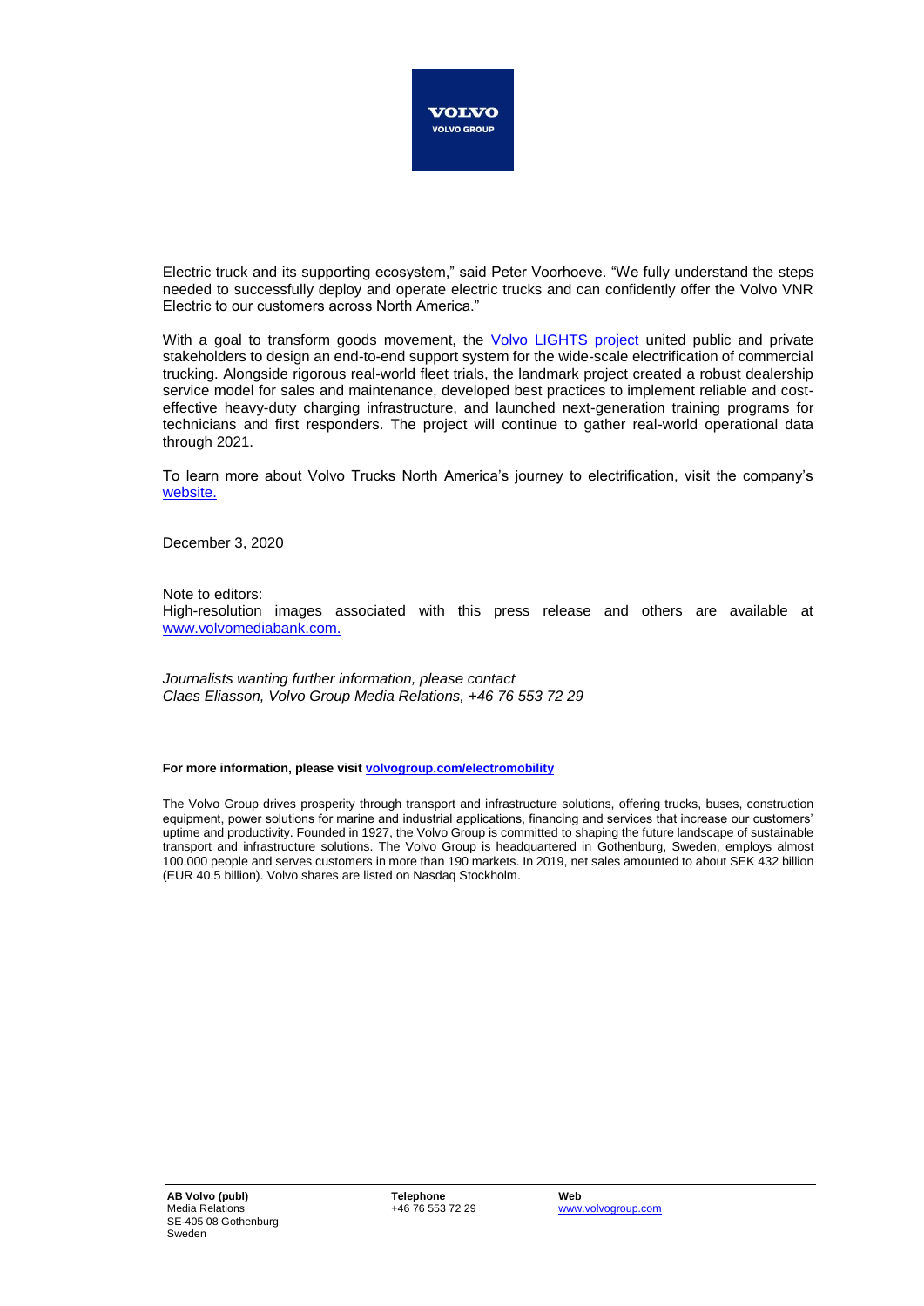Electric truck and its supporting ecosystem," said Peter Voorhoeve. "We fully understand the steps needed to successfully deploy and operate electric trucks and can confidently offer the Volvo VNR Electric to our customers across North America."

With a goal to transform goods movement, the Volvo LIGHTS project united public and private stakeholders to design an end-to-end support system for the wide-scale electrification of commercial trucking. Alongside rigorous real-world fleet trials, the landmark project created a robust dealership service model for sales and maintenance, developed best practices to implement reliable and cost-effective heavy-duty charging infrastructure, and launched next-generation training programs for technicians and first responders. The project will continue to gather real-world operational data through 2021.

To learn more about Volvo Trucks North America's journey to electrification, visit the company's website.

December 3, 2020

Note to editors:
High-resolution images associated with this press release and others are available at www.volvomediabank.com.

*Journalists wanting further information, please contact*
*Claes Eliasson, Volvo Group Media Relations, +46 76 553 72 29*

**For more information, please visit volvogroup.com/electromobility**

The Volvo Group drives prosperity through transport and infrastructure solutions, offering trucks, buses, construction equipment, power solutions for marine and industrial applications, financing and services that increase our customers' uptime and productivity. Founded in 1927, the Volvo Group is committed to shaping the future landscape of sustainable transport and infrastructure solutions. The Volvo Group is headquartered in Gothenburg, Sweden, employs almost 100.000 people and serves customers in more than 190 markets. In 2019, net sales amounted to about SEK 432 billion (EUR 40.5 billion). Volvo shares are listed on Nasdaq Stockholm.